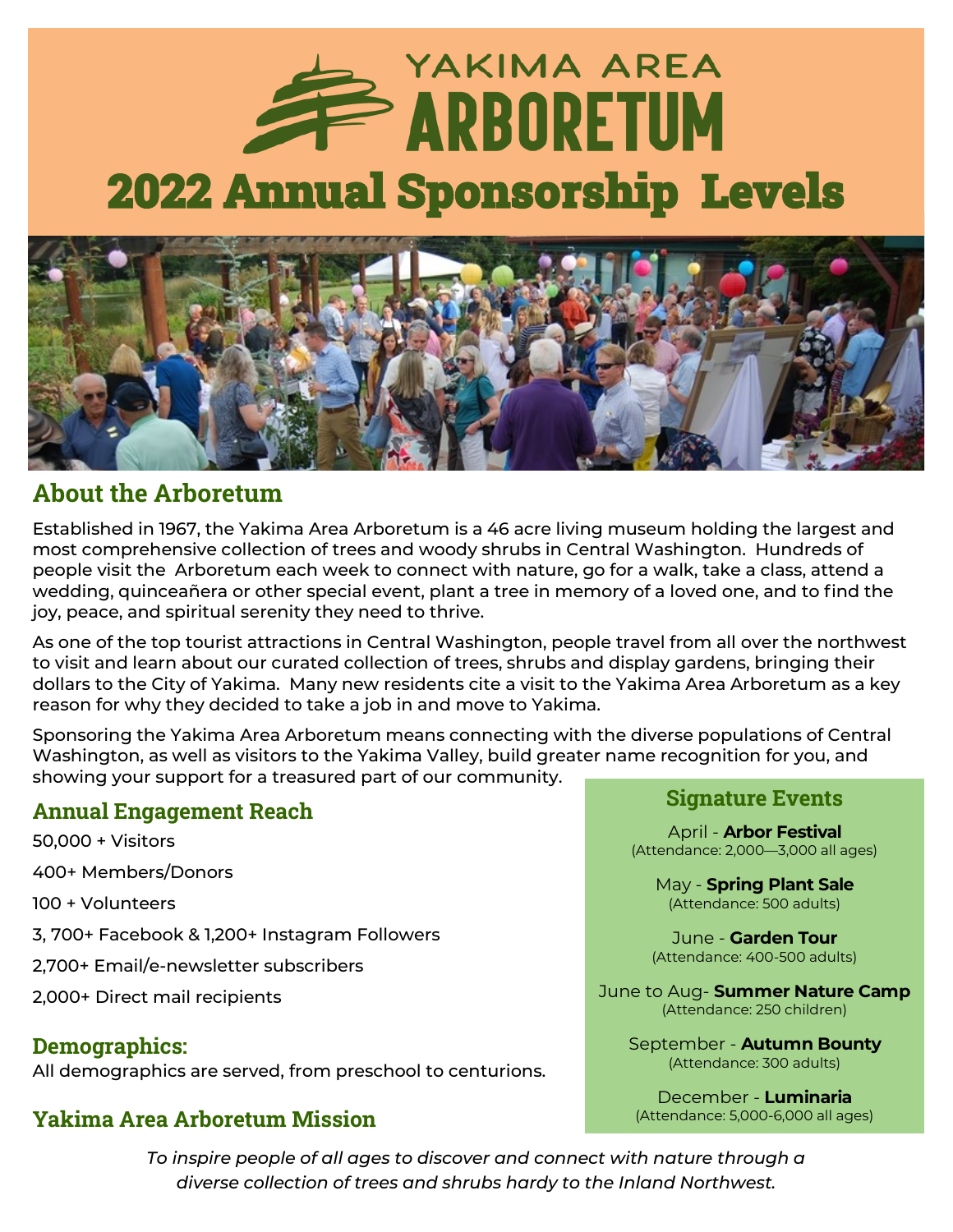# YAKIMA AREA ARBORETUM

# 2022 Annual Sponsorship Levels

## About the Arboretum

Established in 1967, the Yakima Area Arboretum is a 46 acre living museum holding the largest and most comprehensive collection of trees and woody shrubs in Central Washington. Hundreds of people visit the Arboretum each week to connect with nature, go for a walk, take a class, attend a wedding, quinceañera or other special event, plant a tree in memory of a loved one, and to find the joy, peace, and spiritual serenity they need to thrive.

As one of the top tourist attractions in Central Washington, people travel from all over the northwest to visit and learn about our curated collection of trees, shrubs and display gardens, bringing their dollars to the City of Yakima. Many new residents cite a visit to the Yakima Area Arboretum as a key reason for why they decided to take a job in and move to Yakima.

Sponsoring the Yakima Area Arboretum means connecting with the diverse populations of Central Washington, as well as visitors to the Yakima Valley, build greater name recognition for you, and showing your support for a treasured part of our community.

## Annual Engagement Reach

50,000 + Visitors

400+ Members/Donors

100 + Volunteers

3, 700+ Facebook & 1,200+ Instagram Followers

2,700+ Email/e-newsletter subscribers

2,000+ Direct mail recipients

## Demographics:

All demographics are served, from preschool to centurions.

## Signature Events

April - **Arbor Festival**
(Attendance: 2,000—3,000 all ages)

May - **Spring Plant Sale**
(Attendance: 500 adults)

June - **Garden Tour**
(Attendance: 400-500 adults)

June to Aug- **Summer Nature Camp**
(Attendance: 250 children)

September - **Autumn Bounty**
(Attendance: 300 adults)

December - **Luminaria**
(Attendance: 5,000-6,000 all ages)

## Yakima Area Arboretum Mission

*To inspire people of all ages to discover and connect with nature through a diverse collection of trees and shrubs hardy to the Inland Northwest.*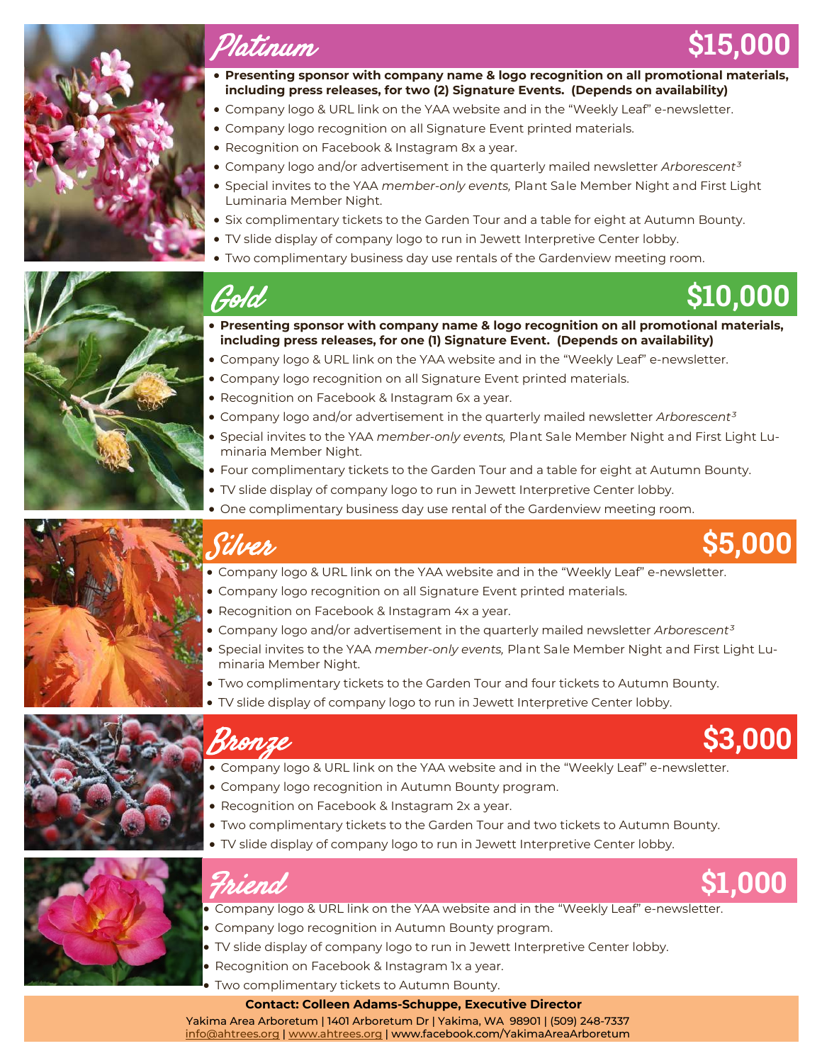## Platinum $15,000

- **Presenting sponsor with company name & logo recognition on all promotional materials, including press releases, for two (2) Signature Events. (Depends on availability)**
- Company logo & URL link on the YAA website and in the "Weekly Leaf" e-newsletter.
- Company logo recognition on all Signature Event printed materials.
- Recognition on Facebook & Instagram 8x a year.
- Company logo and/or advertisement in the quarterly mailed newsletter *Arborescent*[3]
- Special invites to the YAA *member-only events,* Plant Sale Member Night and First Light Luminaria Member Night.
- Six complimentary tickets to the Garden Tour and a table for eight at Autumn Bounty.
- TV slide display of company logo to run in Jewett Interpretive Center lobby.
- Two complimentary business day use rentals of the Gardenview meeting room.

## Gold $10,000

- **Presenting sponsor with company name & logo recognition on all promotional materials, including press releases, for one (1) Signature Event. (Depends on availability)**
- Company logo & URL link on the YAA website and in the "Weekly Leaf" e-newsletter.
- Company logo recognition on all Signature Event printed materials.
- Recognition on Facebook & Instagram 6x a year.
- Company logo and/or advertisement in the quarterly mailed newsletter *Arborescent*[3]
- Special invites to the YAA *member-only events,* Plant Sale Member Night and First Light Luminaria Member Night.
- Four complimentary tickets to the Garden Tour and a table for eight at Autumn Bounty.
- TV slide display of company logo to run in Jewett Interpretive Center lobby.
- One complimentary business day use rental of the Gardenview meeting room.

## Silver $5,000

- Company logo & URL link on the YAA website and in the "Weekly Leaf" e-newsletter.
- Company logo recognition on all Signature Event printed materials.
- Recognition on Facebook & Instagram 4x a year.
- Company logo and/or advertisement in the quarterly mailed newsletter *Arborescent*[3]
- Special invites to the YAA *member-only events,* Plant Sale Member Night and First Light Luminaria Member Night.
- Two complimentary tickets to the Garden Tour and four tickets to Autumn Bounty.
- TV slide display of company logo to run in Jewett Interpretive Center lobby.

## Bronze $3,000

- Company logo & URL link on the YAA website and in the "Weekly Leaf" e-newsletter.
- Company logo recognition in Autumn Bounty program.
- Recognition on Facebook & Instagram 2x a year.
- Two complimentary tickets to the Garden Tour and two tickets to Autumn Bounty.
- TV slide display of company logo to run in Jewett Interpretive Center lobby.

## Friend $1,000

- Company logo & URL link on the YAA website and in the "Weekly Leaf" e-newsletter.
- Company logo recognition in Autumn Bounty program.
- TV slide display of company logo to run in Jewett Interpretive Center lobby.
- Recognition on Facebook & Instagram 1x a year.
- Two complimentary tickets to Autumn Bounty.

**Contact: Colleen Adams-Schuppe, Executive Director**

Yakima Area Arboretum | 1401 Arboretum Dr | Yakima, WA 98901 | (509) 248-7337
info@ahtrees.org | www.ahtrees.org | www.facebook.com/YakimaAreaArboretum